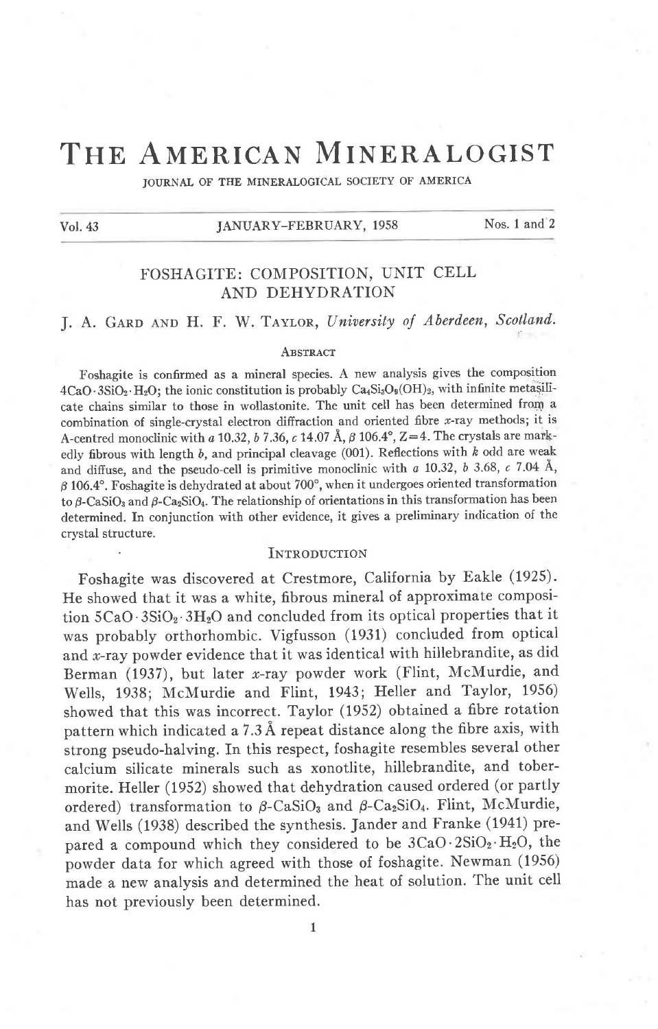# THE AMERICAN MINERALOGIST

JOURNAL OF THE MINERALOGICAL SOCIETY OF AMERICA

## FOSHAGITE: COMPOSITION, UNIT CELL AND DEHYDRATION

J. A. GARD AND H. F. W. TAYLOR, *University of Aberdeen, Scotland.*

### ABSTRACT

Foshagite is confirmed as a mineral species. A new analysis gives the composition $4CaO \cdot 3SiO_2 \cdot H_2O$; the ionic constitution is probably $Ca_4Si_3O_9(OH)_2$, with infinite metasilicate chains similar to those in wollastonite. The unit cell has been determined from a combination of single-crystal electron diffraction and oriented fibre *x*-ray methods; it is A-centred monoclinic with *a* 10.32, *b* 7.36, *c* 14.07 Å, $\beta$ 106.4°, Z=4. The crystals are markedly fibrous with length *b*, and principal cleavage (001). Reflections with *k* odd are weak and diffuse, and the pseudo-cell is primitive monoclinic with *a* 10.32, *b* 3.68, *c* 7.04 Å, $\beta$ 106.4°. Foshagite is dehydrated at about 700°, when it undergoes oriented transformation to $\beta$-$CaSiO_3$ and $\beta$-$Ca_2SiO_4$. The relationship of orientations in this transformation has been determined. In conjunction with other evidence, it gives a preliminary indication of the crystal structure.

### INTRODUCTION

Foshagite was discovered at Crestmore, California by Eakle (1925). He showed that it was a white, fibrous mineral of approximate composition $5CaO \cdot 3SiO_2 \cdot 3H_2O$ and concluded from its optical properties that it was probably orthorhombic. Vigfusson (1931) concluded from optical and *x*-ray powder evidence that it was identical with hillebrandite, as did Berman (1937), but later *x*-ray powder work (Flint, McMurdie, and Wells, 1938; McMurdie and Flint, 1943; Heller and Taylor, 1956) showed that this was incorrect. Taylor (1952) obtained a fibre rotation pattern which indicated a 7.3 Å repeat distance along the fibre axis, with strong pseudo-halving. In this respect, foshagite resembles several other calcium silicate minerals such as xonotlite, hillebrandite, and tobermorite. Heller (1952) showed that dehydration caused ordered (or partly ordered) transformation to $\beta$-$CaSiO_3$ and $\beta$-$Ca_2SiO_4$. Flint, McMurdie, and Wells (1938) described the synthesis. Jander and Franke (1941) prepared a compound which they considered to be $3CaO \cdot 2SiO_2 \cdot H_2O$, the powder data for which agreed with those of foshagite. Newman (1956) made a new analysis and determined the heat of solution. The unit cell has not previously been determined.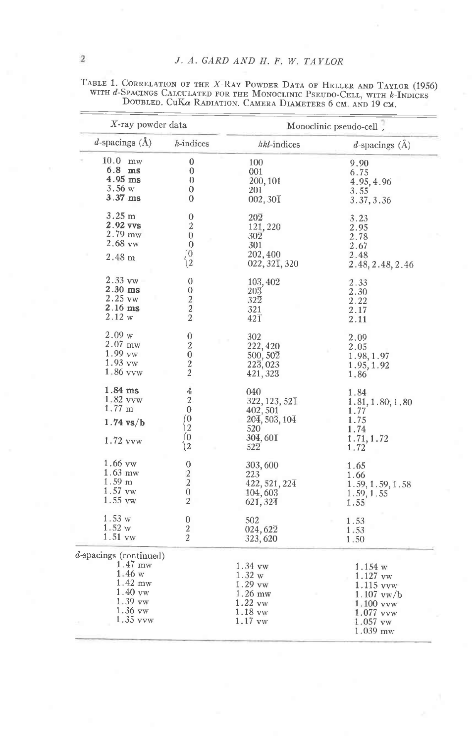TABLE 1. CORRELATION OF THE *X*-RAY POWDER DATA OF HELLER AND TAYLOR (1956) WITH *d*-SPACINGS CALCULATED FOR THE MONOCLINIC PSEUDO-CELL, WITH *k*-INDICES DOUBLED. CuK$\alpha$ RADIATION. CAMERA DIAMETERS 6 CM. AND 19 CM.

| *X*-ray powder data | | Monoclinic pseudo-cell | |
|---|---|---|---|
| *d*-spacings (Å) | *k*-indices | *hkl*-indices | *d*-spacings (Å) |
| 10.0 mw | 0 | 100 | 9.90 |
| **6.8 ms** | 0 | 001 | 6.75 |
| **4.95 ms** | 0 | 200, 101 | 4.95, 4.96 |
| 3.56 w | 0 | 201 | 3.55 |
| **3.37 ms** | 0 | 002, 30$\bar{1}$ | 3.37, 3.36 |
| 3.25 m | 0 | 20$\bar{2}$ | 3.23 |
| **2.92 vvs** | 2 | 121, 220 | 2.95 |
| 2.79 mw | 0 | 30$\bar{2}$ | 2.78 |
| 2.68 vw | 0 | 301 | 2.67 |
| 2.48 m | 0 | 202, 400 | 2.48 |
| | 2 | 022, 32$\bar{1}$, 320 | 2.48, 2.48, 2.46 |
| 2.33 vw | 0 | 10$\bar{3}$, 40$\bar{2}$ | 2.33 |
| **2.30 ms** | 0 | 20$\bar{3}$ | 2.30 |
| 2.25 vw | 2 | 32$\bar{2}$ | 2.22 |
| **2.16 ms** | 2 | 321 | 2.17 |
| 2.12 w | 2 | 42$\bar{1}$ | 2.11 |
| 2.09 w | 0 | 302 | 2.09 |
| 2.07 mw | 2 | 222, 420 | 2.05 |
| 1.99 vw | 0 | 500, 50$\bar{2}$ | 1.98, 1.97 |
| 1.93 vw | 2 | 22$\bar{3}$, 023 | 1.95, 1.92 |
| 1.86 vvw | 2 | 421, 32$\bar{3}$ | 1.86 |
| **1.84 ms** | 4 | 040 | 1.84 |
| 1.82 vvw | 2 | 322, 123, 52$\bar{1}$ | 1.81, 1.80, 1.80 |
| 1.77 m | 0 | 402, 501 | 1.77 |
| **1.74 vs/b** | 0 | 20$\bar{4}$, 503, 10$\bar{4}$ | 1.75 |
| | 2 | 520 | 1.74 |
| 1.72 vvw | 0 | 30$\bar{4}$, 60$\bar{1}$ | 1.71, 1.72 |
| | 2 | 52$\bar{2}$ | 1.72 |
| 1.66 vw | 0 | 303, 600 | 1.65 |
| 1.63 mw | 2 | 223 | 1.66 |
| 1.59 m | 2 | 422, 521, 22$\bar{4}$ | 1.59, 1.59, 1.58 |
| 1.57 vw | 0 | 104, 60$\bar{3}$ | 1.59, 1.55 |
| 1.55 vw | 2 | 62$\bar{1}$, 32$\bar{4}$ | 1.55 |
| 1.53 w | 0 | 502 | 1.53 |
| 1.52 w | 2 | 024, 62$\bar{2}$ | 1.53 |
| 1.51 vw | 2 | 323, 620 | 1.50 |

*d*-spacings (continued)

| | | |
|---|---|---|
| 1.47 mw | 1.34 vw | 1.154 w |
| 1.46 w | 1.32 w | 1.127 vw |
| 1.42 mw | 1.29 vw | 1.115 vvw |
| 1.40 vw | 1.26 mw | 1.107 vw/b |
| 1.39 vw | 1.22 vw | 1.100 vvw |
| 1.36 vw | 1.18 vw | 1.077 vvw |
| 1.35 vvw | 1.17 vw | 1.057 vw |
| | | 1.039 mw |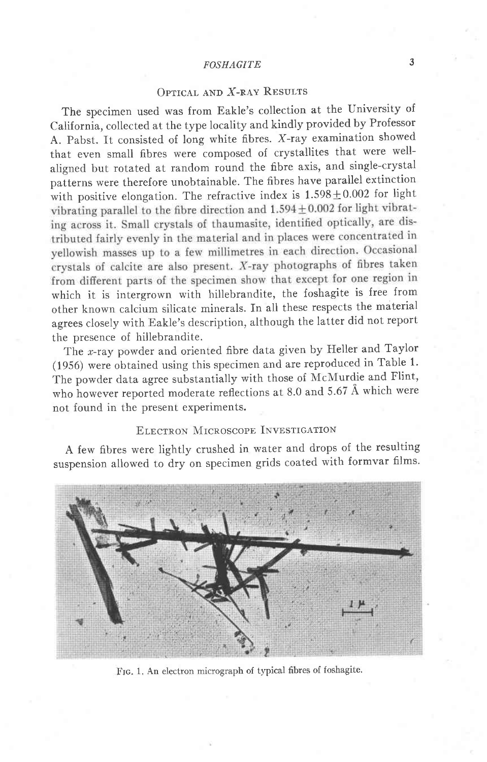## Optical and X-ray Results

The specimen used was from Eakle's collection at the University of California, collected at the type locality and kindly provided by Professor A. Pabst. It consisted of long white fibres. X-ray examination showed that even small fibres were composed of crystallites that were well-aligned but rotated at random round the fibre axis, and single-crystal patterns were therefore unobtainable. The fibres have parallel extinction with positive elongation. The refractive index is $1.598 \pm 0.002$ for light vibrating parallel to the fibre direction and $1.594 \pm 0.002$ for light vibrating across it. Small crystals of thaumasite, identified optically, are distributed fairly evenly in the material and in places were concentrated in yellowish masses up to a few millimetres in each direction. Occasional crystals of calcite are also present. X-ray photographs of fibres taken from different parts of the specimen show that except for one region in which it is intergrown with hillebrandite, the foshagite is free from other known calcium silicate minerals. In all these respects the material agrees closely with Eakle's description, although the latter did not report the presence of hillebrandite.

The x-ray powder and oriented fibre data given by Heller and Taylor (1956) were obtained using this specimen and are reproduced in Table 1. The powder data agree substantially with those of McMurdie and Flint, who however reported moderate reflections at 8.0 and 5.67 Å which were not found in the present experiments.

## Electron Microscope Investigation

A few fibres were lightly crushed in water and drops of the resulting suspension allowed to dry on specimen grids coated with formvar films.

Fig. 1. An electron micrograph of typical fibres of foshagite.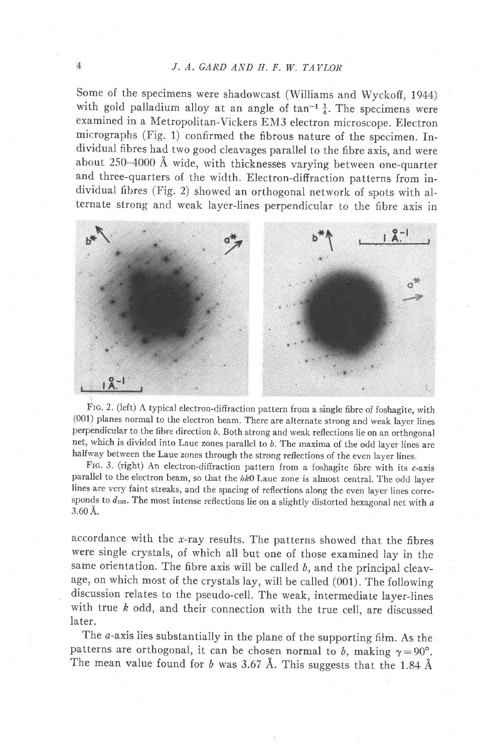Some of the specimens were shadowcast (Williams and Wyckoff, 1944) with gold palladium alloy at an angle of $\tan^{-1} \frac{1}{4}$. The specimens were examined in a Metropolitan-Vickers EM3 electron microscope. Electron micrographs (Fig. 1) confirmed the fibrous nature of the specimen. Individual fibres had two good cleavages parallel to the fibre axis, and were about 250–4000 Å wide, with thicknesses varying between one-quarter and three-quarters of the width. Electron-diffraction patterns from individual fibres (Fig. 2) showed an orthogonal network of spots with alternate strong and weak layer-lines perpendicular to the fibre axis in accordance with the $x$-ray results. The patterns showed that the fibres were single crystals, of which all but one of those examined lay in the same orientation. The fibre axis will be called $b$, and the principal cleavage, on which most of the crystals lay, will be called (001). The following discussion relates to the pseudo-cell. The weak, intermediate layer-lines with true $k$ odd, and their connection with the true cell, are discussed later.

FIG. 2. (left) A typical electron-diffraction pattern from a single fibre of foshagite, with (001) planes normal to the electron beam. There are alternate strong and weak layer lines perpendicular to the fibre direction $b$. Both strong and weak reflections lie on an orthogonal net, which is divided into Laue zones parallel to $b$. The maxima of the odd layer lines are halfway between the Laue zones through the strong reflections of the even layer lines.

FIG. 3. (right) An electron-diffraction pattern from a foshagite fibre with its $c$-axis parallel to the electron beam, so that the $hk0$ Laue zone is almost central. The odd layer lines are very faint streaks, and the spacing of reflections along the even layer lines corresponds to $d_{100}$. The most intense reflections lie on a slightly distorted hexagonal net with $a$ 3.60 Å.

The $a$-axis lies substantially in the plane of the supporting film. As the patterns are orthogonal, it can be chosen normal to $b$, making $\gamma = 90°$. The mean value found for $b$ was 3.67 Å. This suggests that the 1.84 Å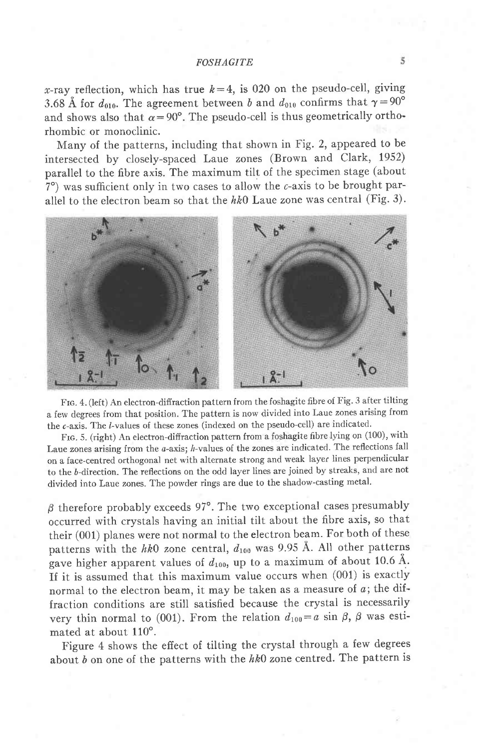$x$-ray reflection, which has true $k=4$, is 020 on the pseudo-cell, giving 3.68 Å for $d_{010}$. The agreement between $b$ and $d_{010}$ confirms that $\gamma=90°$ and shows also that $\alpha=90°$. The pseudo-cell is thus geometrically orthorhombic or monoclinic.

Many of the patterns, including that shown in Fig. 2, appeared to be intersected by closely-spaced Laue zones (Brown and Clark, 1952) parallel to the fibre axis. The maximum tilt of the specimen stage (about 7°) was sufficient only in two cases to allow the $c$-axis to be brought parallel to the electron beam so that the $hk0$ Laue zone was central (Fig. 3).

FIG. 4. (left) An electron-diffraction pattern from the foshagite fibre of Fig. 3 after tilting a few degrees from that position. The pattern is now divided into Laue zones arising from the $c$-axis. The $l$-values of these zones (indexed on the pseudo-cell) are indicated.

FIG. 5. (right) An electron-diffraction pattern from a foshagite fibre lying on (100), with Laue zones arising from the $a$-axis; $h$-values of the zones are indicated. The reflections fall on a face-centred orthogonal net with alternate strong and weak layer lines perpendicular to the $b$-direction. The reflections on the odd layer lines are joined by streaks, and are not divided into Laue zones. The powder rings are due to the shadow-casting metal.

$\beta$ therefore probably exceeds 97°. The two exceptional cases presumably occurred with crystals having an initial tilt about the fibre axis, so that their (001) planes were not normal to the electron beam. For both of these patterns with the $hk0$ zone central, $d_{100}$ was 9.95 Å. All other patterns gave higher apparent values of $d_{100}$, up to a maximum of about 10.6 Å. If it is assumed that this maximum value occurs when (001) is exactly normal to the electron beam, it may be taken as a measure of $a$; the diffraction conditions are still satisfied because the crystal is necessarily very thin normal to (001). From the relation $d_{100}=a \sin \beta$, $\beta$ was estimated at about 110°.

Figure 4 shows the effect of tilting the crystal through a few degrees about $b$ on one of the patterns with the $hk0$ zone centred. The pattern is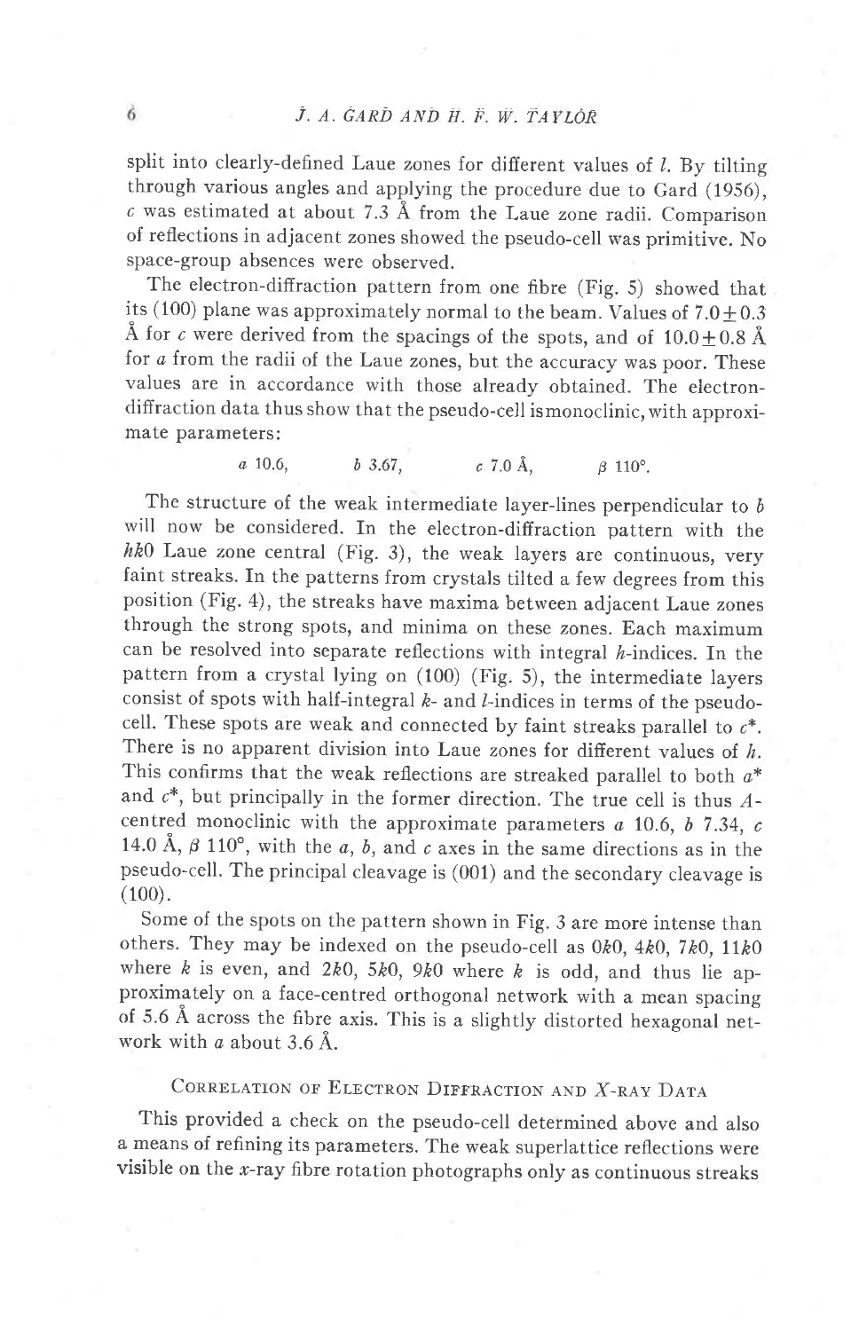split into clearly-defined Laue zones for different values of $l$. By tilting through various angles and applying the procedure due to Gard (1956), $c$ was estimated at about 7.3 Å from the Laue zone radii. Comparison of reflections in adjacent zones showed the pseudo-cell was primitive. No space-group absences were observed.

The electron-diffraction pattern from one fibre (Fig. 5) showed that its (100) plane was approximately normal to the beam. Values of $7.0 \pm 0.3$ Å for $c$ were derived from the spacings of the spots, and of $10.0 \pm 0.8$ Å for $a$ from the radii of the Laue zones, but the accuracy was poor. These values are in accordance with those already obtained. The electron-diffraction data thus show that the pseudo-cell ismonoclinic, with approximate parameters:

$$a\ 10.6, \qquad b\ 3.67, \qquad c\ 7.0\ \text{Å}, \qquad \beta\ 110°.$$

The structure of the weak intermediate layer-lines perpendicular to $b$ will now be considered. In the electron-diffraction pattern with the $hk0$ Laue zone central (Fig. 3), the weak layers are continuous, very faint streaks. In the patterns from crystals tilted a few degrees from this position (Fig. 4), the streaks have maxima between adjacent Laue zones through the strong spots, and minima on these zones. Each maximum can be resolved into separate reflections with integral $h$-indices. In the pattern from a crystal lying on (100) (Fig. 5), the intermediate layers consist of spots with half-integral $k$- and $l$-indices in terms of the pseudo-cell. These spots are weak and connected by faint streaks parallel to $c^*$. There is no apparent division into Laue zones for different values of $h$. This confirms that the weak reflections are streaked parallel to both $a^*$ and $c^*$, but principally in the former direction. The true cell is thus $A$-centred monoclinic with the approximate parameters $a$ 10.6, $b$ 7.34, $c$ 14.0 Å, $\beta$ 110°, with the $a$, $b$, and $c$ axes in the same directions as in the pseudo-cell. The principal cleavage is (001) and the secondary cleavage is (100).

Some of the spots on the pattern shown in Fig. 3 are more intense than others. They may be indexed on the pseudo-cell as $0k0$, $4k0$, $7k0$, $11k0$ where $k$ is even, and $2k0$, $5k0$, $9k0$ where $k$ is odd, and thus lie approximately on a face-centred orthogonal network with a mean spacing of 5.6 Å across the fibre axis. This is a slightly distorted hexagonal network with $a$ about 3.6 Å.

## Correlation of Electron Diffraction and X-ray Data

This provided a check on the pseudo-cell determined above and also a means of refining its parameters. The weak superlattice reflections were visible on the $x$-ray fibre rotation photographs only as continuous streaks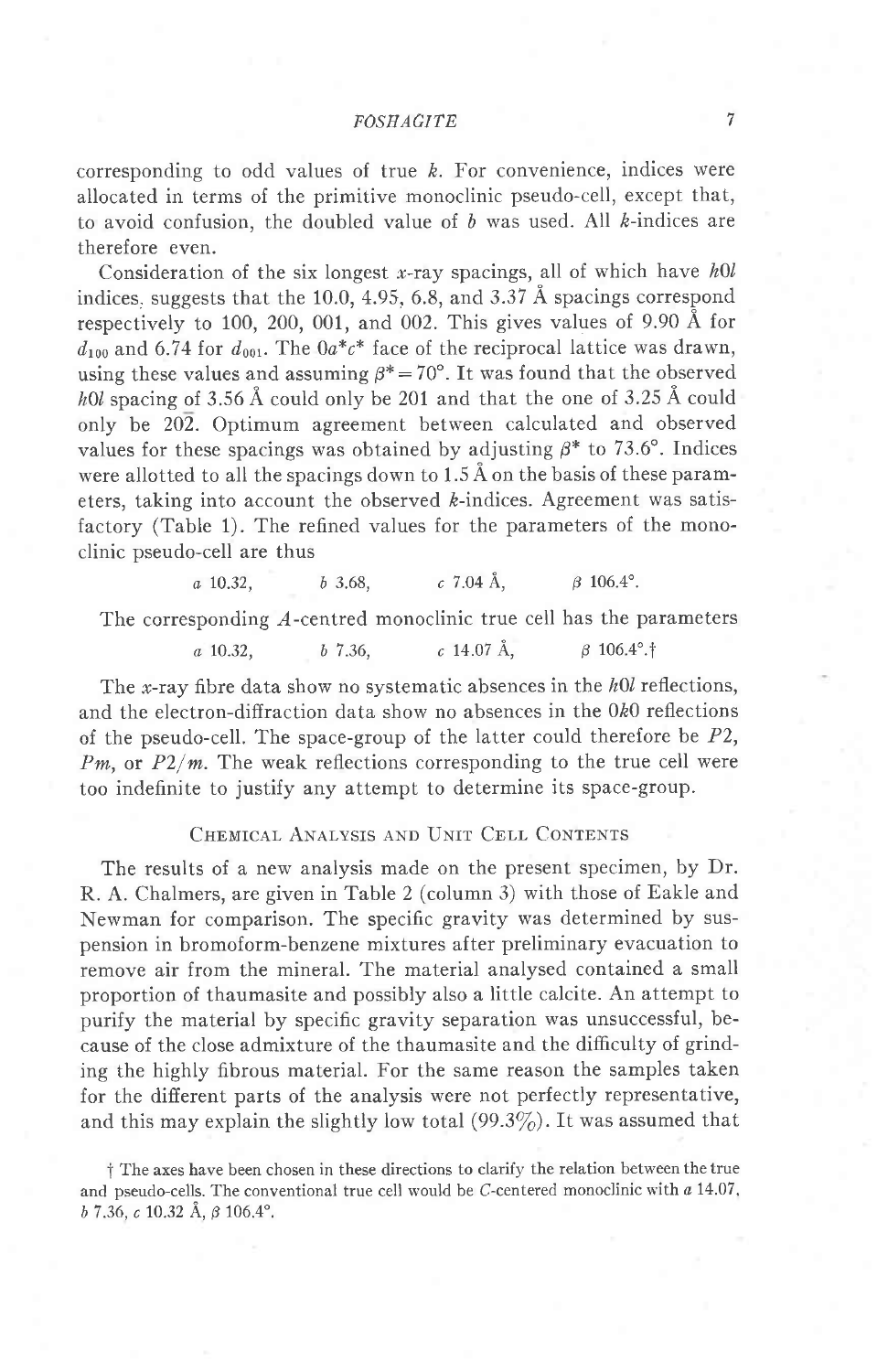corresponding to odd values of true $k$. For convenience, indices were allocated in terms of the primitive monoclinic pseudo-cell, except that, to avoid confusion, the doubled value of $b$ was used. All $k$-indices are therefore even.

Consideration of the six longest $x$-ray spacings, all of which have $h0l$ indices, suggests that the 10.0, 4.95, 6.8, and 3.37 Å spacings correspond respectively to 100, 200, 001, and 002. This gives values of 9.90 Å for $d_{100}$ and 6.74 for $d_{001}$. The $0a^*c^*$ face of the reciprocal lattice was drawn, using these values and assuming $\beta^* = 70°$. It was found that the observed $h0l$ spacing of 3.56 Å could only be 201 and that the one of 3.25 Å could only be $20\bar{2}$. Optimum agreement between calculated and observed values for these spacings was obtained by adjusting $\beta^*$ to 73.6°. Indices were allotted to all the spacings down to 1.5 Å on the basis of these parameters, taking into account the observed $k$-indices. Agreement was satisfactory (Table 1). The refined values for the parameters of the monoclinic pseudo-cell are thus

$$a\ 10.32, \qquad b\ 3.68, \qquad c\ 7.04\ \text{Å}, \qquad \beta\ 106.4°.$$

The corresponding $A$-centred monoclinic true cell has the parameters

$$a\ 10.32, \qquad b\ 7.36, \qquad c\ 14.07\ \text{Å}, \qquad \beta\ 106.4°.†$$

The $x$-ray fibre data show no systematic absences in the $h0l$ reflections, and the electron-diffraction data show no absences in the $0k0$ reflections of the pseudo-cell. The space-group of the latter could therefore be $P2$, $Pm$, or $P2/m$. The weak reflections corresponding to the true cell were too indefinite to justify any attempt to determine its space-group.

## Chemical Analysis and Unit Cell Contents

The results of a new analysis made on the present specimen, by Dr. R. A. Chalmers, are given in Table 2 (column 3) with those of Eakle and Newman for comparison. The specific gravity was determined by suspension in bromoform-benzene mixtures after preliminary evacuation to remove air from the mineral. The material analysed contained a small proportion of thaumasite and possibly also a little calcite. An attempt to purify the material by specific gravity separation was unsuccessful, because of the close admixture of the thaumasite and the difficulty of grinding the highly fibrous material. For the same reason the samples taken for the different parts of the analysis were not perfectly representative, and this may explain the slightly low total (99.3%). It was assumed that

† The axes have been chosen in these directions to clarify the relation between the true and pseudo-cells. The conventional true cell would be $C$-centered monoclinic with $a$ 14.07, $b$ 7.36, $c$ 10.32 Å, $\beta$ 106.4°.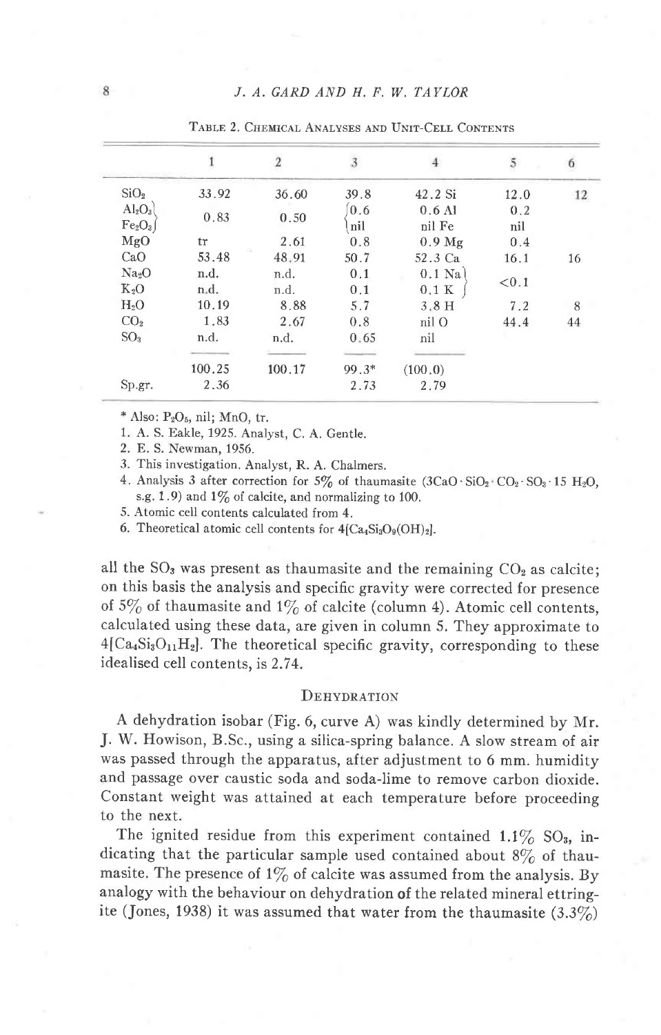Table 2. Chemical Analyses and Unit-Cell Contents

| | 1 | 2 | 3 | 4 | 5 | 6 |
|---|---|---|---|---|---|---|
| $SiO_2$ | 33.92 | 36.60 | 39.8 | 42.2 Si | 12.0 | 12 |
| $Al_2O_3$ / $Fe_2O_3$ | 0.83 | 0.50 | 0.6 / nil | 0.6 Al / nil Fe | 0.2 / nil | |
| MgO | tr | 2.61 | 0.8 | 0.9 Mg | 0.4 | |
| CaO | 53.48 | 48.91 | 50.7 | 52.3 Ca | 16.1 | 16 |
| $Na_2O$ | n.d. | n.d. | 0.1 | 0.1 Na | <0.1 | |
| $K_2O$ | n.d. | n.d. | 0.1 | 0.1 K | | |
| $H_2O$ | 10.19 | 8.88 | 5.7 | 3.8 H | 7.2 | 8 |
| $CO_2$ | 1.83 | 2.67 | 0.8 | nil O | 44.4 | 44 |
| $SO_3$ | n.d. | n.d. | 0.65 | nil | | |
| | 100.25 | 100.17 | 99.3* | (100.0) | | |
| Sp.gr. | 2.36 | | 2.73 | 2.79 | | |

\* Also: $P_2O_5$, nil; MnO, tr.

1. A. S. Eakle, 1925. Analyst, C. A. Gentle.
2. E. S. Newman, 1956.
3. This investigation. Analyst, R. A. Chalmers.
4. Analysis 3 after correction for 5% of thaumasite ($3CaO \cdot SiO_2 \cdot CO_2 \cdot SO_3 \cdot 15\ H_2O$, s.g. 1.9) and 1% of calcite, and normalizing to 100.
5. Atomic cell contents calculated from 4.
6. Theoretical atomic cell contents for $4[Ca_4Si_3O_9(OH)_2]$.

all the $SO_3$ was present as thaumasite and the remaining $CO_2$ as calcite; on this basis the analysis and specific gravity were corrected for presence of 5% of thaumasite and 1% of calcite (column 4). Atomic cell contents, calculated using these data, are given in column 5. They approximate to $4[Ca_4Si_3O_{11}H_2]$. The theoretical specific gravity, corresponding to these idealised cell contents, is 2.74.

## Dehydration

A dehydration isobar (Fig. 6, curve A) was kindly determined by Mr. J. W. Howison, B.Sc., using a silica-spring balance. A slow stream of air was passed through the apparatus, after adjustment to 6 mm. humidity and passage over caustic soda and soda-lime to remove carbon dioxide. Constant weight was attained at each temperature before proceeding to the next.

The ignited residue from this experiment contained 1.1% $SO_3$, indicating that the particular sample used contained about 8% of thaumasite. The presence of 1% of calcite was assumed from the analysis. By analogy with the behaviour on dehydration of the related mineral ettringite (Jones, 1938) it was assumed that water from the thaumasite (3.3%)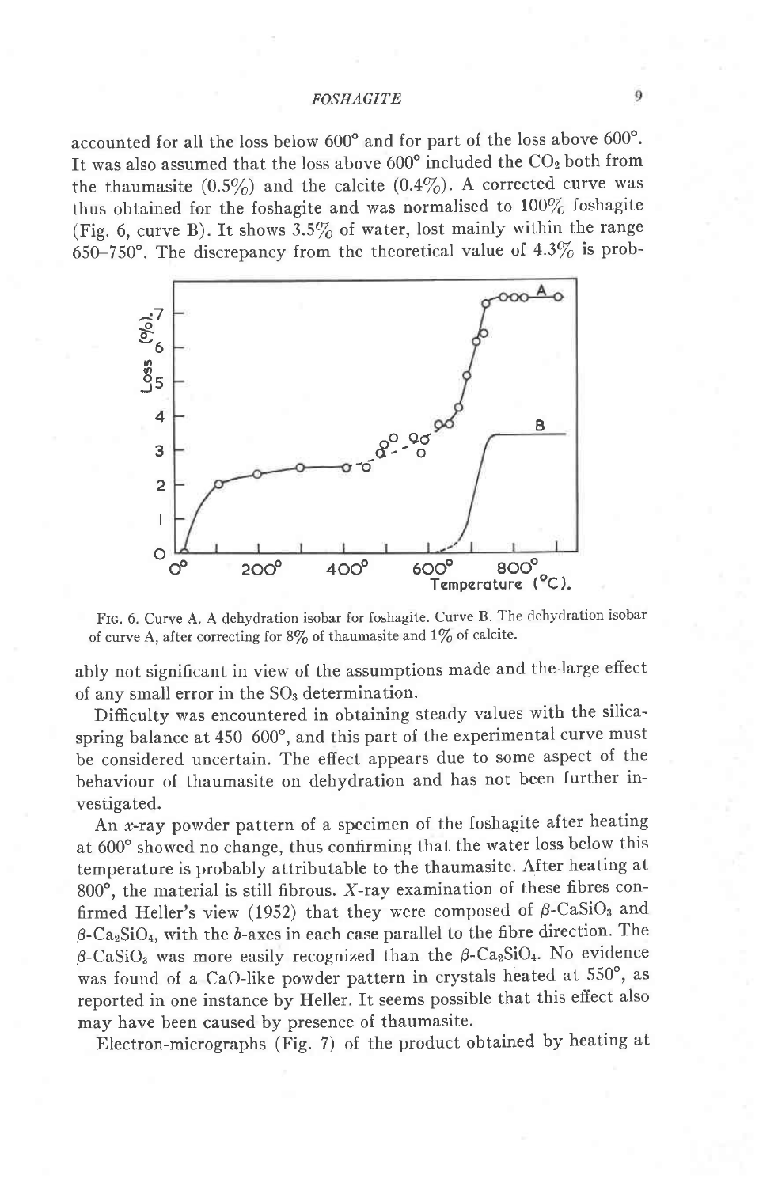accounted for all the loss below 600° and for part of the loss above 600°. It was also assumed that the loss above 600° included the $CO_2$ both from the thaumasite (0.5%) and the calcite (0.4%). A corrected curve was thus obtained for the foshagite and was normalised to 100% foshagite (Fig. 6, curve B). It shows 3.5% of water, lost mainly within the range 650–750°. The discrepancy from the theoretical value of 4.3% is probably not significant in view of the assumptions made and the large effect of any small error in the $SO_3$ determination.

FIG. 6. Curve A. A dehydration isobar for foshagite. Curve B. The dehydration isobar of curve A, after correcting for 8% of thaumasite and 1% of calcite.

Difficulty was encountered in obtaining steady values with the silica-spring balance at 450–600°, and this part of the experimental curve must be considered uncertain. The effect appears due to some aspect of the behaviour of thaumasite on dehydration and has not been further investigated.

An *x*-ray powder pattern of a specimen of the foshagite after heating at 600° showed no change, thus confirming that the water loss below this temperature is probably attributable to the thaumasite. After heating at 800°, the material is still fibrous. *X*-ray examination of these fibres confirmed Heller's view (1952) that they were composed of $\beta$-$CaSiO_3$ and $\beta$-$Ca_2SiO_4$, with the *b*-axes in each case parallel to the fibre direction. The $\beta$-$CaSiO_3$ was more easily recognized than the $\beta$-$Ca_2SiO_4$. No evidence was found of a CaO-like powder pattern in crystals heated at 550°, as reported in one instance by Heller. It seems possible that this effect also may have been caused by presence of thaumasite.

Electron-micrographs (Fig. 7) of the product obtained by heating at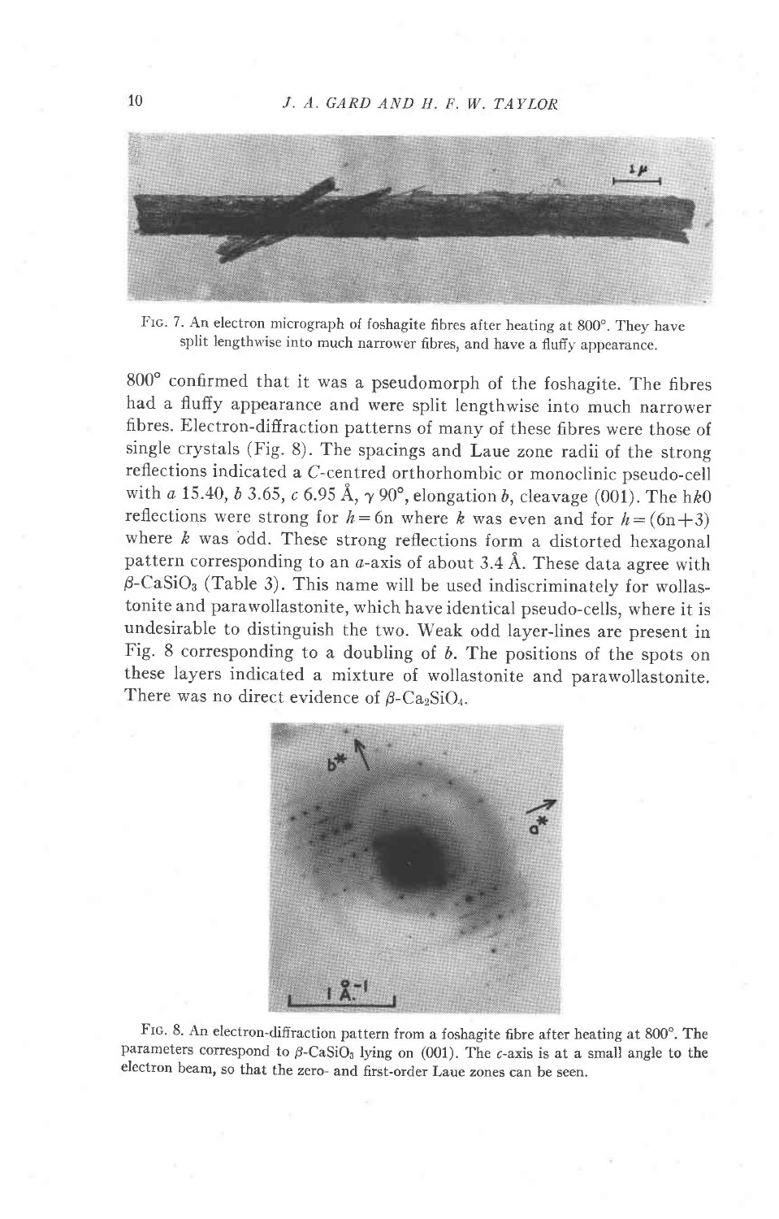FIG. 7. An electron micrograph of foshagite fibres after heating at 800°. They have split lengthwise into much narrower fibres, and have a fluffy appearance.

800° confirmed that it was a pseudomorph of the foshagite. The fibres had a fluffy appearance and were split lengthwise into much narrower fibres. Electron-diffraction patterns of many of these fibres were those of single crystals (Fig. 8). The spacings and Laue zone radii of the strong reflections indicated a *C*-centred orthorhombic or monoclinic pseudo-cell with *a* 15.40, *b* 3.65, *c* 6.95 Å, $\gamma$ 90°, elongation *b*, cleavage (001). The h*k*0 reflections were strong for $h = 6n$ where *k* was even and for $h = (6n+3)$ where *k* was odd. These strong reflections form a distorted hexagonal pattern corresponding to an *a*-axis of about 3.4 Å. These data agree with $\beta$-$CaSiO_3$ (Table 3). This name will be used indiscriminately for wollastonite and parawollastonite, which have identical pseudo-cells, where it is undesirable to distinguish the two. Weak odd layer-lines are present in Fig. 8 corresponding to a doubling of *b*. The positions of the spots on these layers indicated a mixture of wollastonite and parawollastonite. There was no direct evidence of $\beta$-$Ca_2SiO_4$.

FIG. 8. An electron-diffraction pattern from a foshagite fibre after heating at 800°. The parameters correspond to $\beta$-$CaSiO_3$ lying on (001). The *c*-axis is at a small angle to the electron beam, so that the zero- and first-order Laue zones can be seen.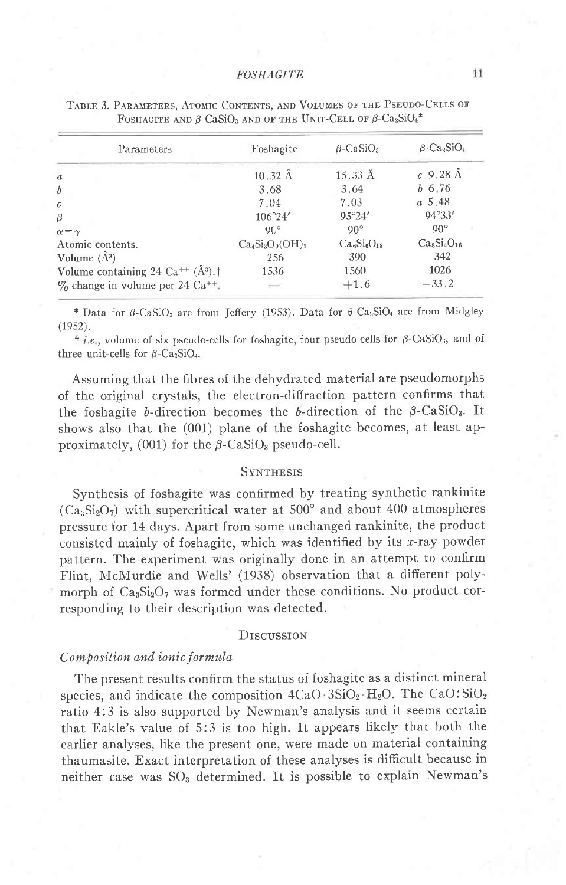TABLE 3. PARAMETERS, ATOMIC CONTENTS, AND VOLUMES OF THE PSEUDO-CELLS OF FOSHAGITE AND $\beta$-$CaSiO_3$ AND OF THE UNIT-CELL OF $\beta$-$Ca_2SiO_4$*

| Parameters | Foshagite | $\beta$-$CaSiO_3$ | $\beta$-$Ca_2SiO_4$ |
|---|---|---|---|
| $a$ | 10.32 Å | 15.33 Å | $c$ 9.28 Å |
| $b$ | 3.68 | 3.64 | $b$ 6.76 |
| $c$ | 7.04 | 7.03 | $a$ 5.48 |
| $\beta$ | 106°24′ | 95°24′ | 94°33′ |
| $\alpha=\gamma$ | 90° | 90° | 90° |
| Atomic contents. | $Ca_4Si_3O_9(OH)_2$ | $Ca_6Si_6O_{18}$ | $Ca_8Si_4O_{16}$ |
| Volume (Å$^3$) | 256 | 390 | 342 |
| Volume containing 24 $Ca^{++}$ (Å$^3$).† | 1536 | 1560 | 1026 |
| % change in volume per 24 $Ca^{++}$. | — | +1.6 | −33.2 |

* Data for $\beta$-$CaSiO_3$ are from Jeffery (1953). Data for $\beta$-$Ca_2SiO_4$ are from Midgley (1952).

† *i.e.*, volume of six pseudo-cells for foshagite, four pseudo-cells for $\beta$-$CaSiO_3$, and of three unit-cells for $\beta$-$Ca_2SiO_4$.

Assuming that the fibres of the dehydrated material are pseudomorphs of the original crystals, the electron-diffraction pattern confirms that the foshagite $b$-direction becomes the $b$-direction of the $\beta$-$CaSiO_3$. It shows also that the (001) plane of the foshagite becomes, at least approximately, (001) for the $\beta$-$CaSiO_3$ pseudo-cell.

## SYNTHESIS

Synthesis of foshagite was confirmed by treating synthetic rankinite ($Ca_3Si_2O_7$) with supercritical water at 500° and about 400 atmospheres pressure for 14 days. Apart from some unchanged rankinite, the product consisted mainly of foshagite, which was identified by its $x$-ray powder pattern. The experiment was originally done in an attempt to confirm Flint, McMurdie and Wells' (1938) observation that a different polymorph of $Ca_3Si_2O_7$ was formed under these conditions. No product corresponding to their description was detected.

## DISCUSSION

### *Composition and ionic formula*

The present results confirm the status of foshagite as a distinct mineral species, and indicate the composition $4CaO \cdot 3SiO_2 \cdot H_2O$. The $CaO:SiO_2$ ratio 4:3 is also supported by Newman's analysis and it seems certain that Eakle's value of 5:3 is too high. It appears likely that both the earlier analyses, like the present one, were made on material containing thaumasite. Exact interpretation of these analyses is difficult because in neither case was $SO_3$ determined. It is possible to explain Newman's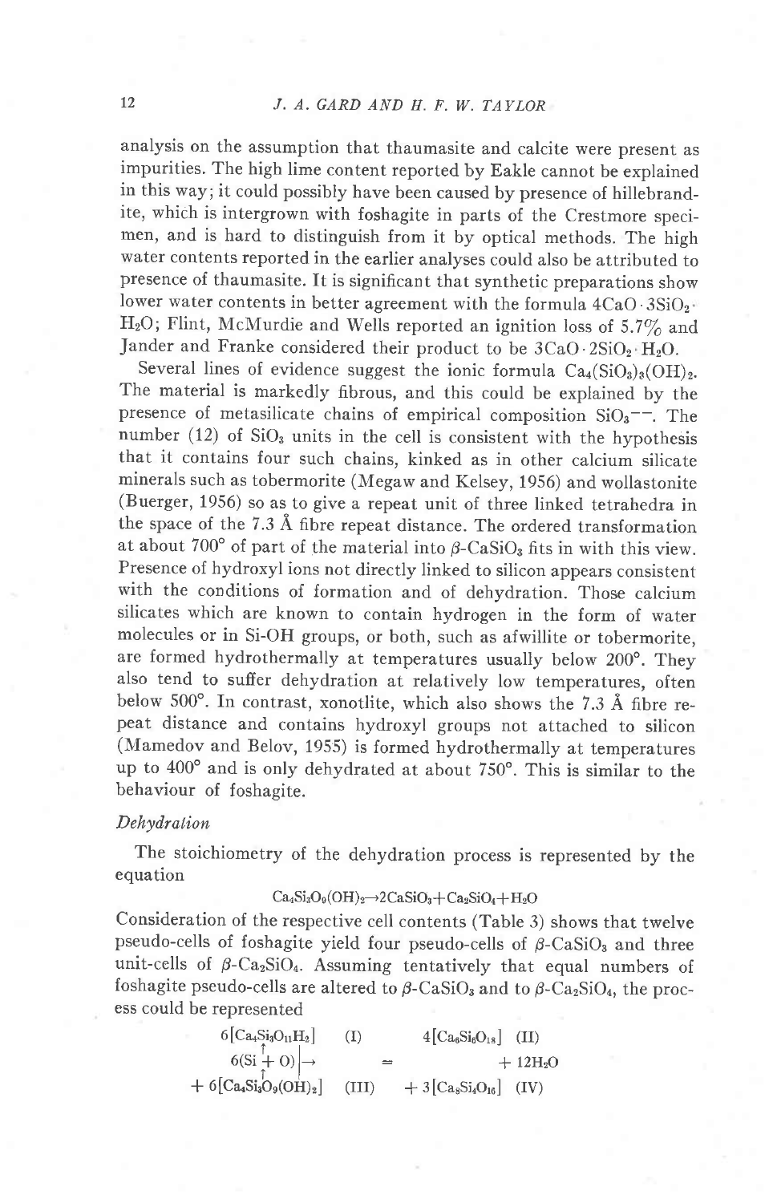analysis on the assumption that thaumasite and calcite were present as impurities. The high lime content reported by Eakle cannot be explained in this way; it could possibly have been caused by presence of hillebrandite, which is intergrown with foshagite in parts of the Crestmore specimen, and is hard to distinguish from it by optical methods. The high water contents reported in the earlier analyses could also be attributed to presence of thaumasite. It is significant that synthetic preparations show lower water contents in better agreement with the formula $4CaO \cdot 3SiO_2 \cdot H_2O$; Flint, McMurdie and Wells reported an ignition loss of 5.7% and Jander and Franke considered their product to be $3CaO \cdot 2SiO_2 \cdot H_2O$.

Several lines of evidence suggest the ionic formula $Ca_4(SiO_3)_3(OH)_2$. The material is markedly fibrous, and this could be explained by the presence of metasilicate chains of empirical composition $SiO_3^{--}$. The number (12) of $SiO_3$ units in the cell is consistent with the hypothesis that it contains four such chains, kinked as in other calcium silicate minerals such as tobermorite (Megaw and Kelsey, 1956) and wollastonite (Buerger, 1956) so as to give a repeat unit of three linked tetrahedra in the space of the 7.3 Å fibre repeat distance. The ordered transformation at about 700° of part of the material into $\beta$-$CaSiO_3$ fits in with this view. Presence of hydroxyl ions not directly linked to silicon appears consistent with the conditions of formation and of dehydration. Those calcium silicates which are known to contain hydrogen in the form of water molecules or in Si-OH groups, or both, such as afwillite or tobermorite, are formed hydrothermally at temperatures usually below 200°. They also tend to suffer dehydration at relatively low temperatures, often below 500°. In contrast, xonotlite, which also shows the 7.3 Å fibre repeat distance and contains hydroxyl groups not attached to silicon (Mamedov and Belov, 1955) is formed hydrothermally at temperatures up to 400° and is only dehydrated at about 750°. This is similar to the behaviour of foshagite.

*Dehydration*

The stoichiometry of the dehydration process is represented by the equation

$$Ca_4Si_3O_9(OH)_2 \rightarrow 2CaSiO_3 + Ca_2SiO_4 + H_2O$$

Consideration of the respective cell contents (Table 3) shows that twelve pseudo-cells of foshagite yield four pseudo-cells of $\beta$-$CaSiO_3$ and three unit-cells of $\beta$-$Ca_2SiO_4$. Assuming tentatively that equal numbers of foshagite pseudo-cells are altered to $\beta$-$CaSiO_3$ and to $\beta$-$Ca_2SiO_4$, the process could be represented

$$\begin{array}{llll} 6[Ca_4Si_3O_{11}H_2] & \text{(I)} & 4[Ca_6Si_6O_{18}] & \text{(II)} \\ 6(Si \uparrow + O\uparrow) \Big| \rightarrow & & = & + 12H_2O \\ + 6[Ca_4Si_3O_9(OH)_2] & \text{(III)} & + 3[Ca_8Si_4O_{16}] & \text{(IV)} \end{array}$$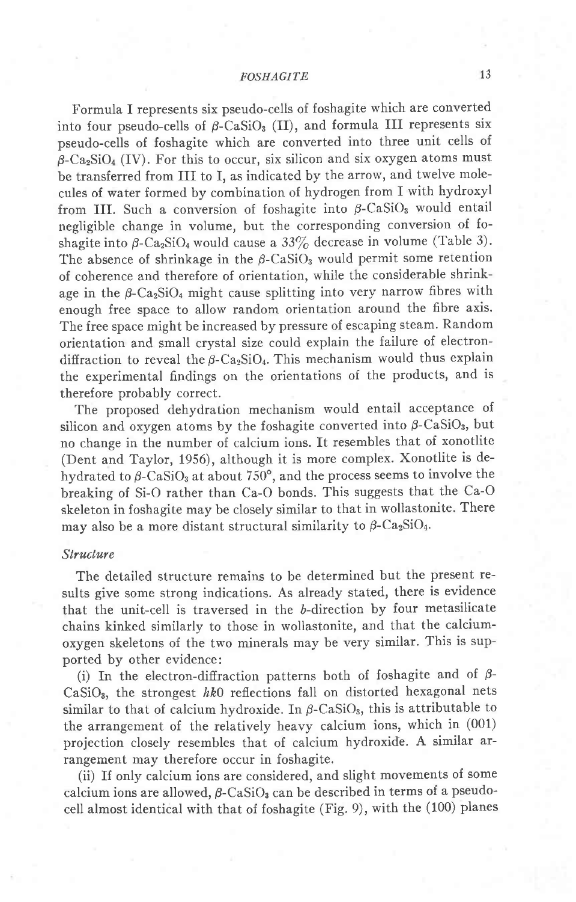Formula I represents six pseudo-cells of foshagite which are converted into four pseudo-cells of $\beta$-$CaSiO_3$ (II), and formula III represents six pseudo-cells of foshagite which are converted into three unit cells of $\beta$-$Ca_2SiO_4$ (IV). For this to occur, six silicon and six oxygen atoms must be transferred from III to I, as indicated by the arrow, and twelve molecules of water formed by combination of hydrogen from I with hydroxyl from III. Such a conversion of foshagite into $\beta$-$CaSiO_3$ would entail negligible change in volume, but the corresponding conversion of foshagite into $\beta$-$Ca_2SiO_4$ would cause a 33% decrease in volume (Table 3). The absence of shrinkage in the $\beta$-$CaSiO_3$ would permit some retention of coherence and therefore of orientation, while the considerable shrinkage in the $\beta$-$Ca_2SiO_4$ might cause splitting into very narrow fibres with enough free space to allow random orientation around the fibre axis. The free space might be increased by pressure of escaping steam. Random orientation and small crystal size could explain the failure of electron-diffraction to reveal the $\beta$-$Ca_2SiO_4$. This mechanism would thus explain the experimental findings on the orientations of the products, and is therefore probably correct.

The proposed dehydration mechanism would entail acceptance of silicon and oxygen atoms by the foshagite converted into $\beta$-$CaSiO_3$, but no change in the number of calcium ions. It resembles that of xonotlite (Dent and Taylor, 1956), although it is more complex. Xonotlite is dehydrated to $\beta$-$CaSiO_3$ at about 750°, and the process seems to involve the breaking of Si-O rather than Ca-O bonds. This suggests that the Ca-O skeleton in foshagite may be closely similar to that in wollastonite. There may also be a more distant structural similarity to $\beta$-$Ca_2SiO_4$.

### *Structure*

The detailed structure remains to be determined but the present results give some strong indications. As already stated, there is evidence that the unit-cell is traversed in the *b*-direction by four metasilicate chains kinked similarly to those in wollastonite, and that the calcium-oxygen skeletons of the two minerals may be very similar. This is supported by other evidence:

(i) In the electron-diffraction patterns both of foshagite and of $\beta$-$CaSiO_3$, the strongest *hk*0 reflections fall on distorted hexagonal nets similar to that of calcium hydroxide. In $\beta$-$CaSiO_3$, this is attributable to the arrangement of the relatively heavy calcium ions, which in (001) projection closely resembles that of calcium hydroxide. A similar arrangement may therefore occur in foshagite.

(ii) If only calcium ions are considered, and slight movements of some calcium ions are allowed, $\beta$-$CaSiO_3$ can be described in terms of a pseudo-cell almost identical with that of foshagite (Fig. 9), with the (100) planes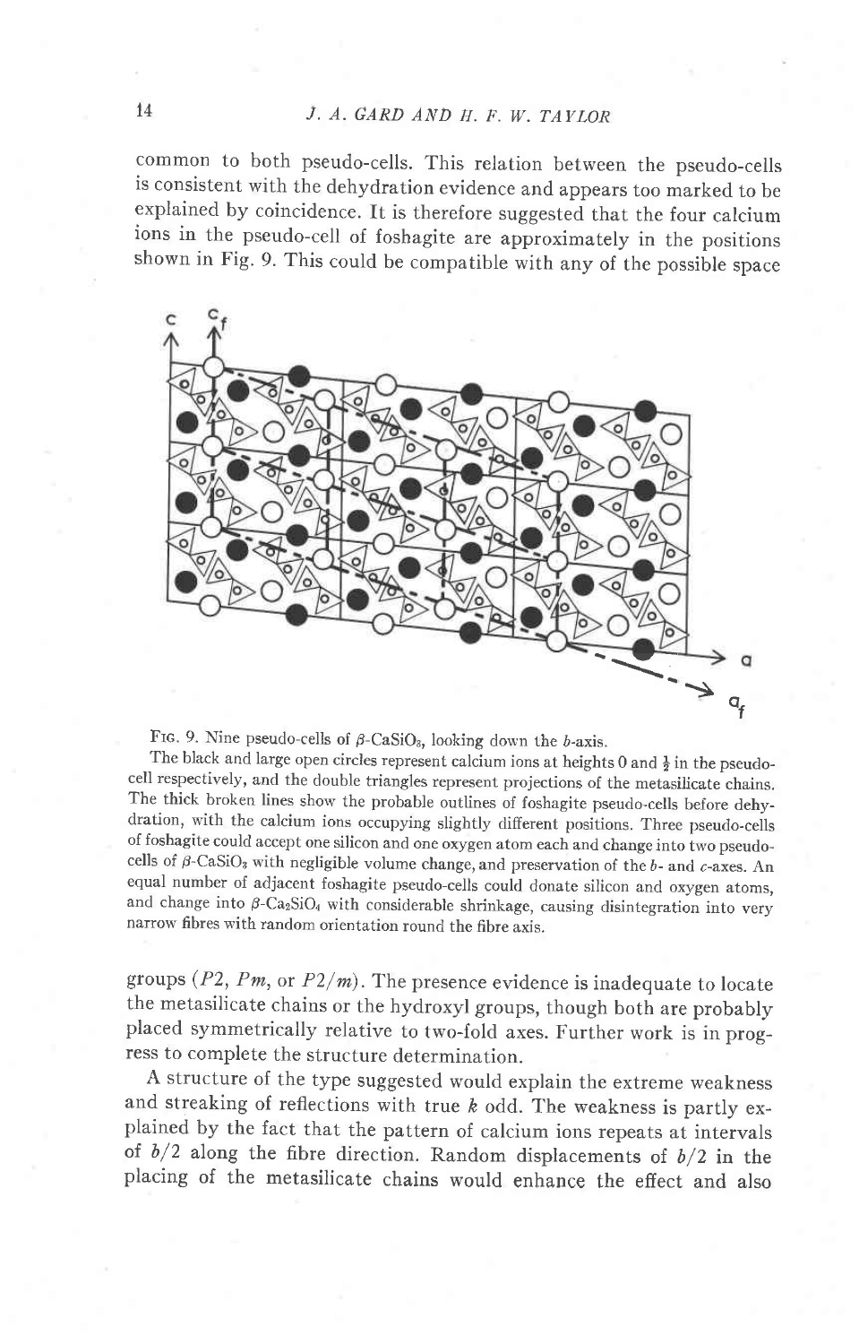common to both pseudo-cells. This relation between the pseudo-cells is consistent with the dehydration evidence and appears too marked to be explained by coincidence. It is therefore suggested that the four calcium ions in the pseudo-cell of foshagite are approximately in the positions shown in Fig. 9. This could be compatible with any of the possible space

FIG. 9. Nine pseudo-cells of $\beta$-$CaSiO_3$, looking down the $b$-axis.

The black and large open circles represent calcium ions at heights 0 and $\frac{1}{2}$ in the pseudo-cell respectively, and the double triangles represent projections of the metasilicate chains. The thick broken lines show the probable outlines of foshagite pseudo-cells before dehydration, with the calcium ions occupying slightly different positions. Three pseudo-cells of foshagite could accept one silicon and one oxygen atom each and change into two pseudo-cells of $\beta$-$CaSiO_3$ with negligible volume change, and preservation of the $b$- and $c$-axes. An equal number of adjacent foshagite pseudo-cells could donate silicon and oxygen atoms, and change into $\beta$-$Ca_2SiO_4$ with considerable shrinkage, causing disintegration into very narrow fibres with random orientation round the fibre axis.

groups ($P2$, $Pm$, or $P2/m$). The presence evidence is inadequate to locate the metasilicate chains or the hydroxyl groups, though both are probably placed symmetrically relative to two-fold axes. Further work is in progress to complete the structure determination.

A structure of the type suggested would explain the extreme weakness and streaking of reflections with true $k$ odd. The weakness is partly explained by the fact that the pattern of calcium ions repeats at intervals of $b/2$ along the fibre direction. Random displacements of $b/2$ in the placing of the metasilicate chains would enhance the effect and also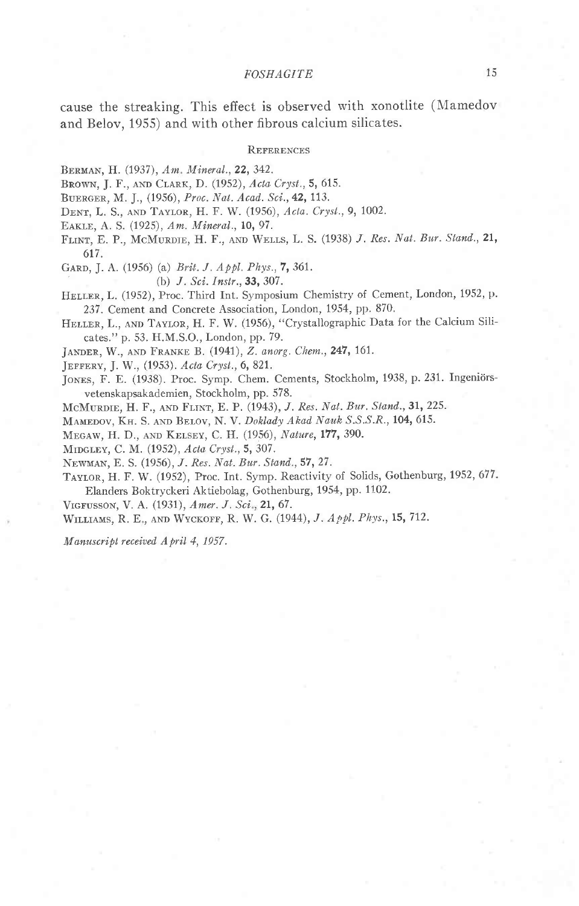cause the streaking. This effect is observed with xonotlite (Mamedov and Belov, 1955) and with other fibrous calcium silicates.

## References

Berman, H. (1937), *Am. Mineral.*, **22**, 342.

Brown, J. F., and Clark, D. (1952), *Acta Cryst.*, **5**, 615.

Buerger, M. J., (1956), *Proc. Nat. Acad. Sci.*, **42**, 113.

Dent, L. S., and Taylor, H. F. W. (1956), *Acta. Cryst.*, 9, 1002.

Eakle, A. S. (1925), *Am. Mineral.*, **10**, 97.

Flint, E. P., McMurdie, H. F., and Wells, L. S. (1938) *J. Res. Nat. Bur. Stand.*, **21**, 617.

Gard, J. A. (1956) (a) *Brit. J. Appl. Phys.*, **7**, 361.
(b) *J. Sci. Instr.*, **33**, 307.

Heller, L. (1952), Proc. Third Int. Symposium Chemistry of Cement, London, 1952, p. 237. Cement and Concrete Association, London, 1954, pp. 870.

Heller, L., and Taylor, H. F. W. (1956), "Crystallographic Data for the Calcium Silicates." p. 53. H.M.S.O., London, pp. 79.

Jander, W., and Franke B. (1941), *Z. anorg. Chem.*, **247**, 161.

Jeffery, J. W., (1953). *Acta Cryst.*, **6**, 821.

Jones, F. E. (1938). Proc. Symp. Chem. Cements, Stockholm, 1938, p. 231. Ingeniörsvetenskapsakademien, Stockholm, pp. 578.

McMurdie, H. F., and Flint, E. P. (1943), *J. Res. Nat. Bur. Stand.*, **31**, 225.

Mamedov, Kh. S. and Belov, N. V. *Doklady Akad Nauk S.S.S.R.*, **104**, 615.

Megaw, H. D., and Kelsey, C. H. (1956), *Nature*, **177**, 390.

Midgley, C. M. (1952), *Acta Cryst.*, **5**, 307.

Newman, E. S. (1956), *J. Res. Nat. Bur. Stand.*, **57**, 27.

Taylor, H. F. W. (1952), Proc. Int. Symp. Reactivity of Solids, Gothenburg, 1952, 677. Elanders Boktryckeri Aktiebolag, Gothenburg, 1954, pp. 1102.

Vigfusson, V. A. (1931), *Amer. J. Sci.*, **21**, 67.

Williams, R. E., and Wyckoff, R. W. G. (1944), *J. Appl. Phys.*, **15**, 712.

*Manuscript received April 4, 1957.*